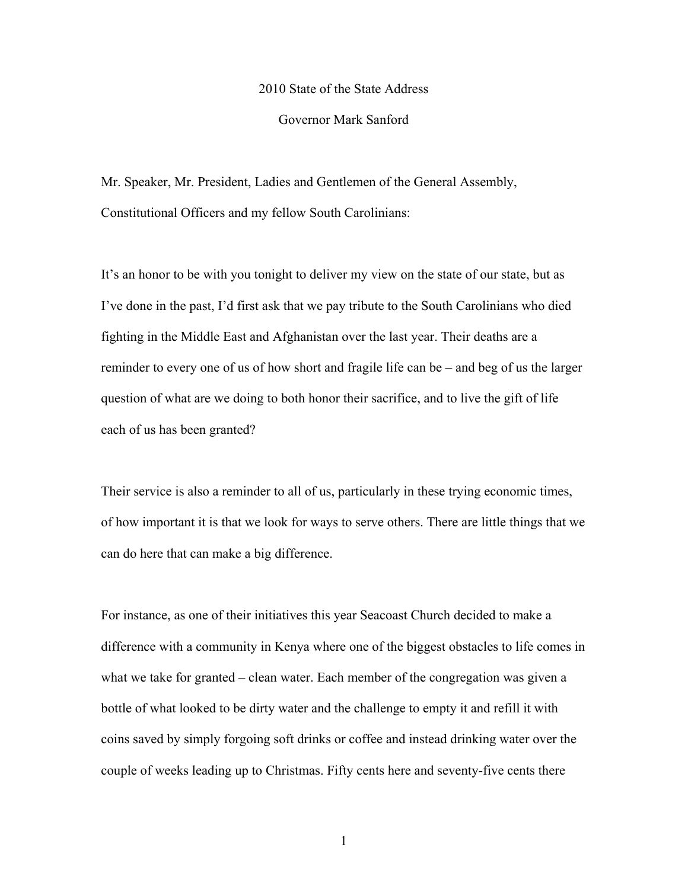# 2010 State of the State Address

## Governor Mark Sanford

Mr. Speaker, Mr. President, Ladies and Gentlemen of the General Assembly, Constitutional Officers and my fellow South Carolinians:

It's an honor to be with you tonight to deliver my view on the state of our state, but as I've done in the past, I'd first ask that we pay tribute to the South Carolinians who died fighting in the Middle East and Afghanistan over the last year. Their deaths are a reminder to every one of us of how short and fragile life can be – and beg of us the larger question of what are we doing to both honor their sacrifice, and to live the gift of life each of us has been granted?

Their service is also a reminder to all of us, particularly in these trying economic times, of how important it is that we look for ways to serve others. There are little things that we can do here that can make a big difference.

For instance, as one of their initiatives this year Seacoast Church decided to make a difference with a community in Kenya where one of the biggest obstacles to life comes in what we take for granted – clean water. Each member of the congregation was given a bottle of what looked to be dirty water and the challenge to empty it and refill it with coins saved by simply forgoing soft drinks or coffee and instead drinking water over the couple of weeks leading up to Christmas. Fifty cents here and seventy-five cents there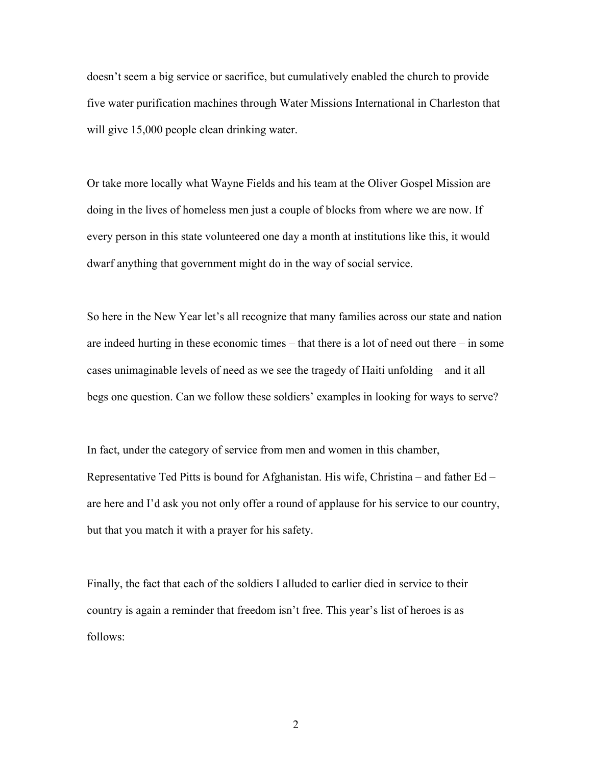doesn't seem a big service or sacrifice, but cumulatively enabled the church to provide five water purification machines through Water Missions International in Charleston that will give 15,000 people clean drinking water.

Or take more locally what Wayne Fields and his team at the Oliver Gospel Mission are doing in the lives of homeless men just a couple of blocks from where we are now. If every person in this state volunteered one day a month at institutions like this, it would dwarf anything that government might do in the way of social service.

So here in the New Year let's all recognize that many families across our state and nation are indeed hurting in these economic times – that there is a lot of need out there – in some cases unimaginable levels of need as we see the tragedy of Haiti unfolding – and it all begs one question. Can we follow these soldiers' examples in looking for ways to serve?

In fact, under the category of service from men and women in this chamber, Representative Ted Pitts is bound for Afghanistan. His wife, Christina – and father Ed – are here and I'd ask you not only offer a round of applause for his service to our country, but that you match it with a prayer for his safety.

Finally, the fact that each of the soldiers I alluded to earlier died in service to their country is again a reminder that freedom isn't free. This year's list of heroes is as follows: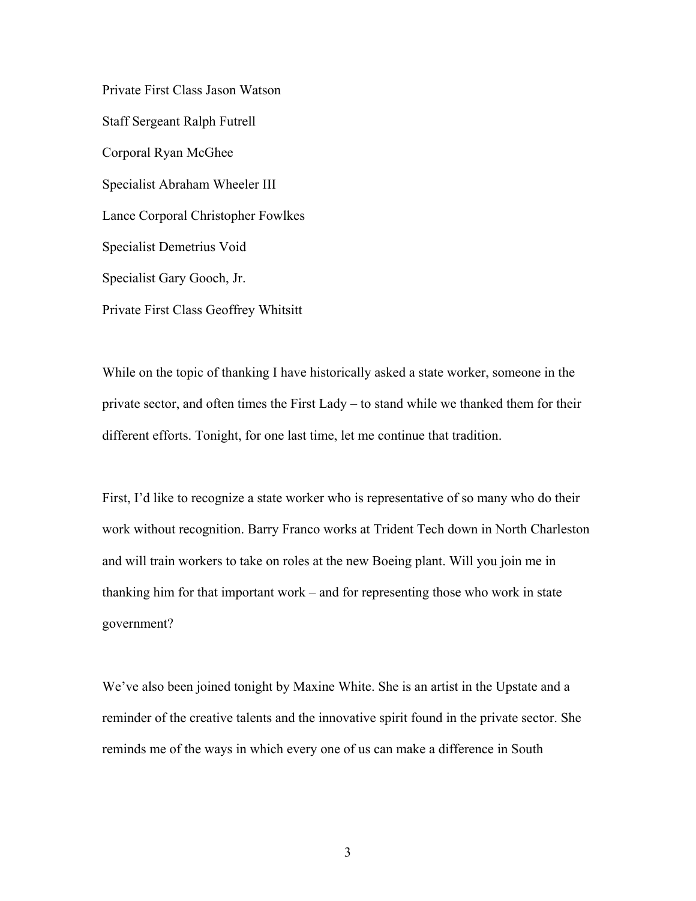Private First Class Jason Watson

Staff Sergeant Ralph Futrell

Corporal Ryan McGhee

Specialist Abraham Wheeler III

Lance Corporal Christopher Fowlkes

Specialist Demetrius Void

Specialist Gary Gooch, Jr.

Private First Class Geoffrey Whitsitt

While on the topic of thanking I have historically asked a state worker, someone in the private sector, and often times the First Lady – to stand while we thanked them for their different efforts. Tonight, for one last time, let me continue that tradition.

First, I'd like to recognize a state worker who is representative of so many who do their work without recognition. Barry Franco works at Trident Tech down in North Charleston and will train workers to take on roles at the new Boeing plant. Will you join me in thanking him for that important work – and for representing those who work in state government?

We've also been joined tonight by Maxine White. She is an artist in the Upstate and a reminder of the creative talents and the innovative spirit found in the private sector. She reminds me of the ways in which every one of us can make a difference in South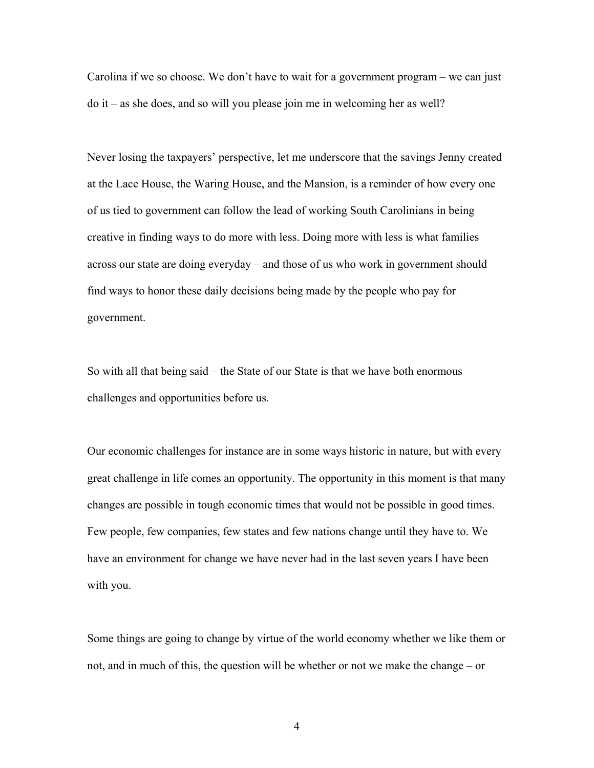Carolina if we so choose. We don't have to wait for a government program – we can just do it – as she does, and so will you please join me in welcoming her as well?

Never losing the taxpayers' perspective, let me underscore that the savings Jenny created at the Lace House, the Waring House, and the Mansion, is a reminder of how every one of us tied to government can follow the lead of working South Carolinians in being creative in finding ways to do more with less. Doing more with less is what families across our state are doing everyday – and those of us who work in government should find ways to honor these daily decisions being made by the people who pay for government.

So with all that being said – the State of our State is that we have both enormous challenges and opportunities before us.

Our economic challenges for instance are in some ways historic in nature, but with every great challenge in life comes an opportunity. The opportunity in this moment is that many changes are possible in tough economic times that would not be possible in good times. Few people, few companies, few states and few nations change until they have to. We have an environment for change we have never had in the last seven years I have been with you.

Some things are going to change by virtue of the world economy whether we like them or not, and in much of this, the question will be whether or not we make the change – or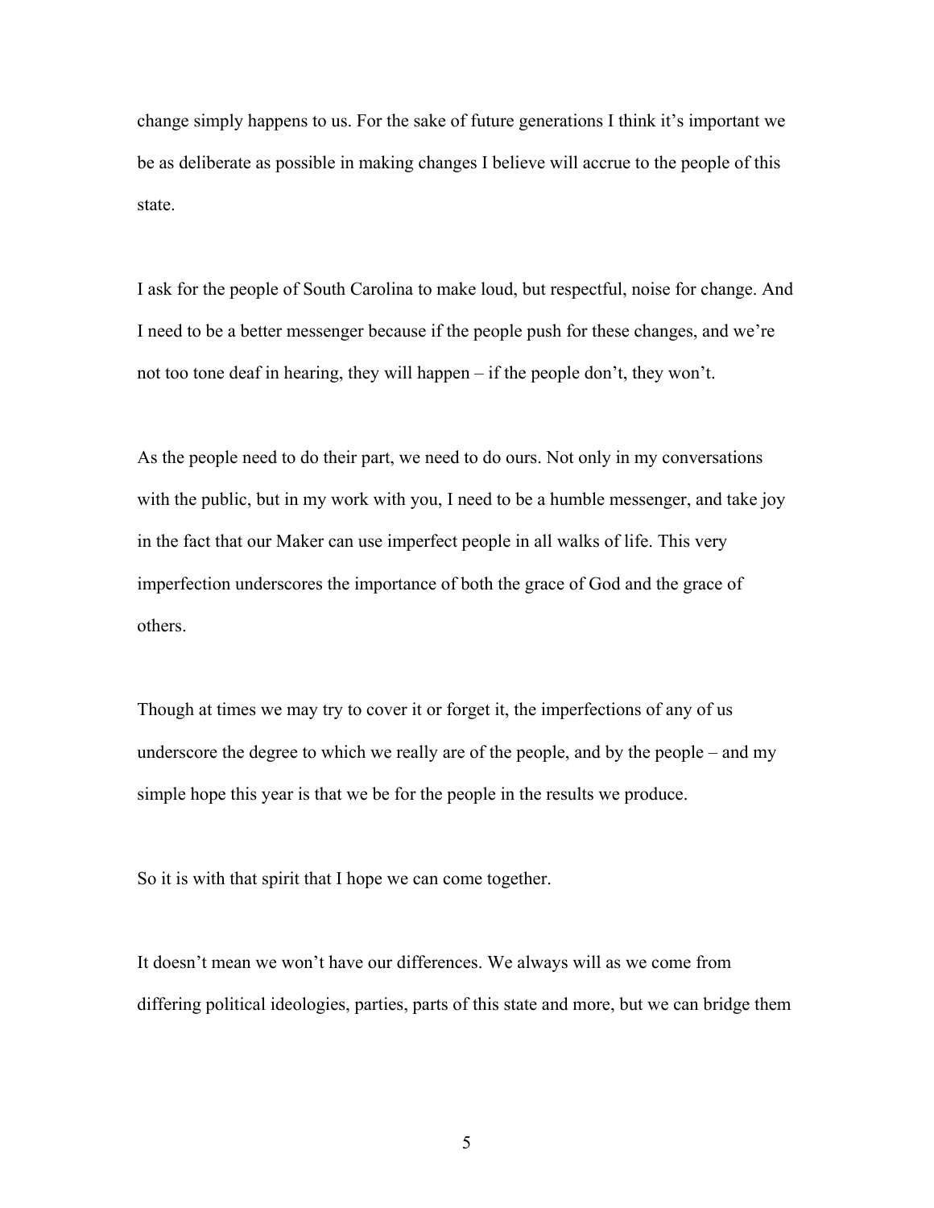change simply happens to us. For the sake of future generations I think it's important we be as deliberate as possible in making changes I believe will accrue to the people of this state.

I ask for the people of South Carolina to make loud, but respectful, noise for change. And I need to be a better messenger because if the people push for these changes, and we're not too tone deaf in hearing, they will happen – if the people don't, they won't.

As the people need to do their part, we need to do ours. Not only in my conversations with the public, but in my work with you, I need to be a humble messenger, and take joy in the fact that our Maker can use imperfect people in all walks of life. This very imperfection underscores the importance of both the grace of God and the grace of others.

Though at times we may try to cover it or forget it, the imperfections of any of us underscore the degree to which we really are of the people, and by the people – and my simple hope this year is that we be for the people in the results we produce.

So it is with that spirit that I hope we can come together.

It doesn't mean we won't have our differences. We always will as we come from differing political ideologies, parties, parts of this state and more, but we can bridge them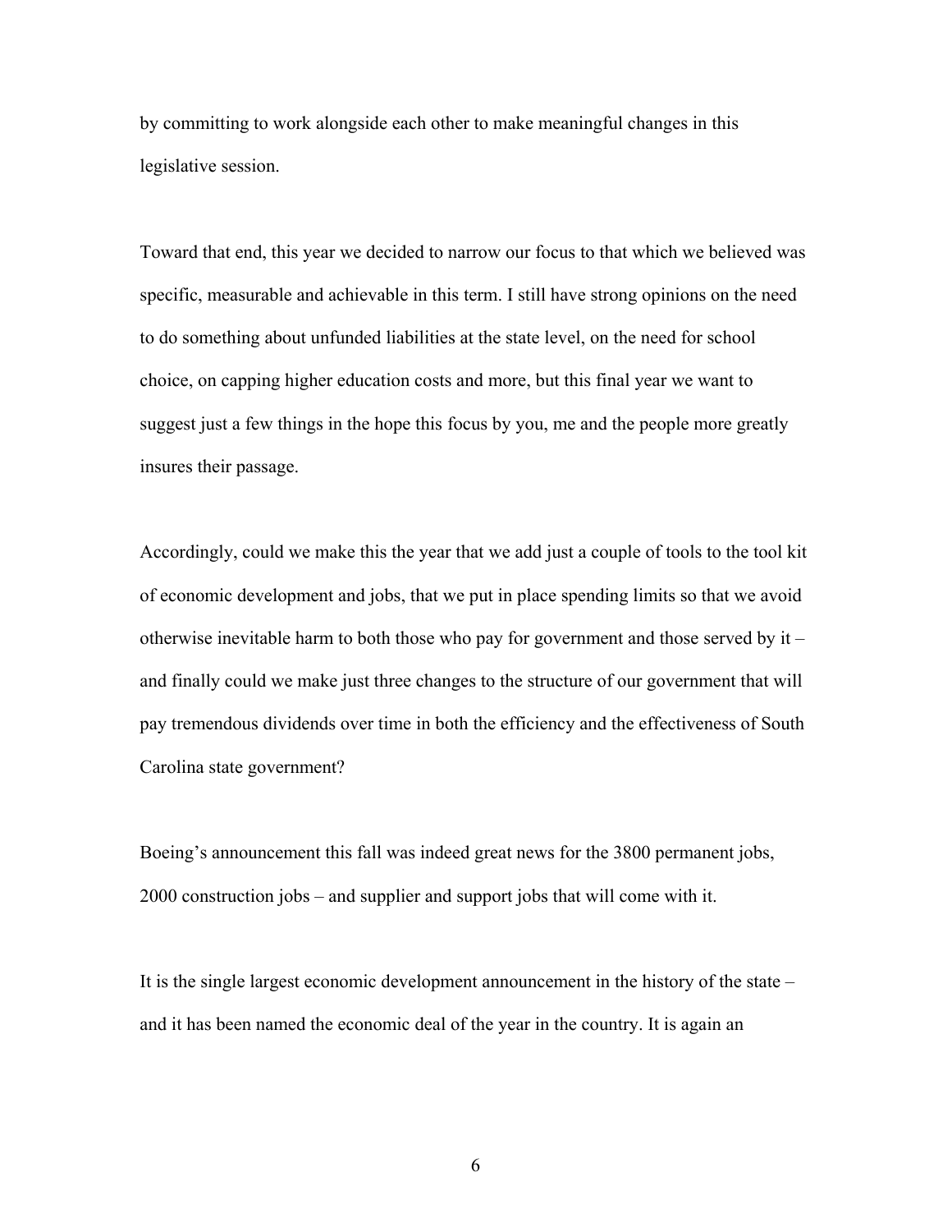by committing to work alongside each other to make meaningful changes in this legislative session.

Toward that end, this year we decided to narrow our focus to that which we believed was specific, measurable and achievable in this term. I still have strong opinions on the need to do something about unfunded liabilities at the state level, on the need for school choice, on capping higher education costs and more, but this final year we want to suggest just a few things in the hope this focus by you, me and the people more greatly insures their passage.

Accordingly, could we make this the year that we add just a couple of tools to the tool kit of economic development and jobs, that we put in place spending limits so that we avoid otherwise inevitable harm to both those who pay for government and those served by it – and finally could we make just three changes to the structure of our government that will pay tremendous dividends over time in both the efficiency and the effectiveness of South Carolina state government?

Boeing's announcement this fall was indeed great news for the 3800 permanent jobs, 2000 construction jobs – and supplier and support jobs that will come with it.

It is the single largest economic development announcement in the history of the state – and it has been named the economic deal of the year in the country. It is again an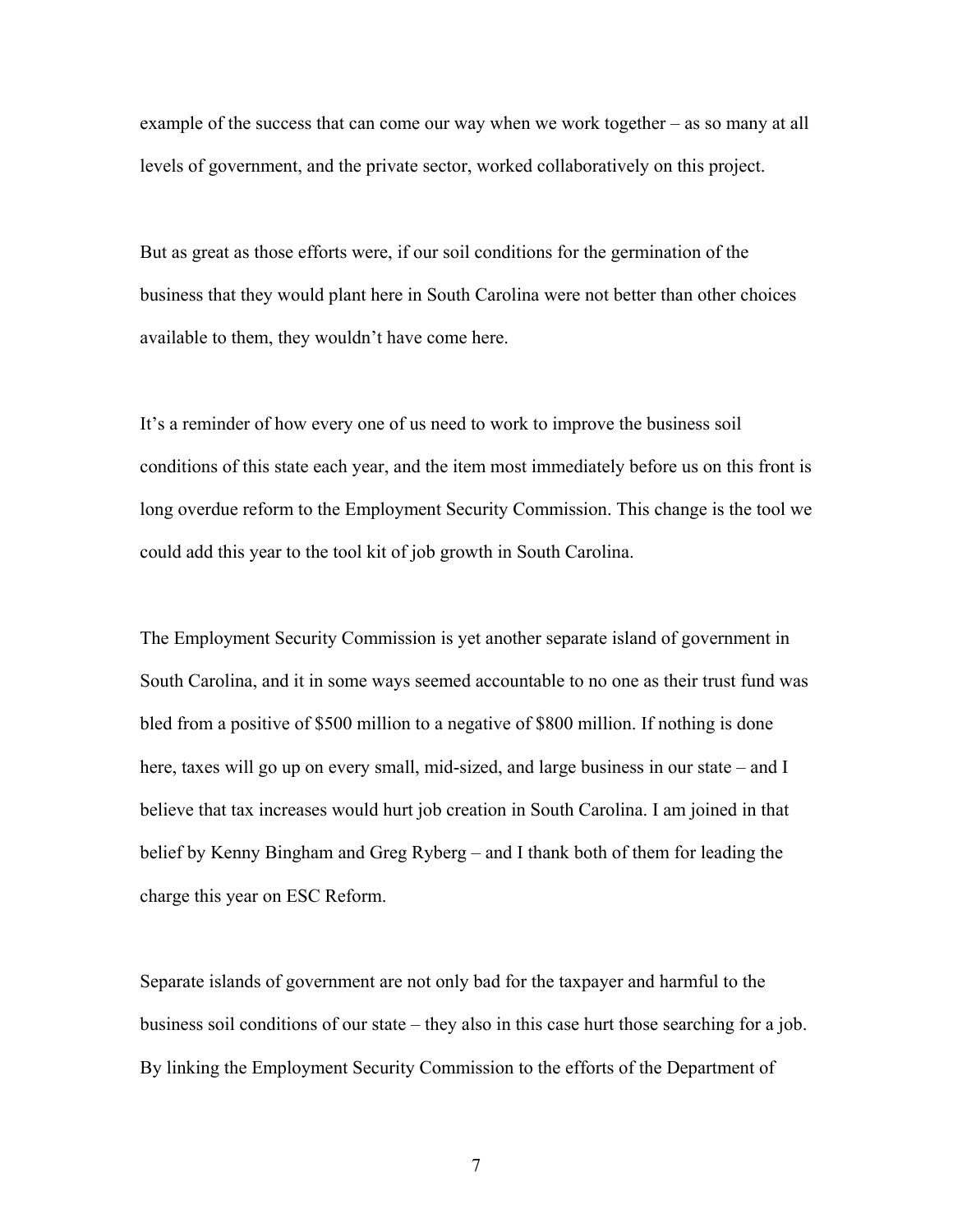example of the success that can come our way when we work together – as so many at all levels of government, and the private sector, worked collaboratively on this project.

But as great as those efforts were, if our soil conditions for the germination of the business that they would plant here in South Carolina were not better than other choices available to them, they wouldn't have come here.

It's a reminder of how every one of us need to work to improve the business soil conditions of this state each year, and the item most immediately before us on this front is long overdue reform to the Employment Security Commission. This change is the tool we could add this year to the tool kit of job growth in South Carolina.

The Employment Security Commission is yet another separate island of government in South Carolina, and it in some ways seemed accountable to no one as their trust fund was bled from a positive of $500 million to a negative of $800 million. If nothing is done here, taxes will go up on every small, mid-sized, and large business in our state – and I believe that tax increases would hurt job creation in South Carolina. I am joined in that belief by Kenny Bingham and Greg Ryberg – and I thank both of them for leading the charge this year on ESC Reform.

Separate islands of government are not only bad for the taxpayer and harmful to the business soil conditions of our state – they also in this case hurt those searching for a job. By linking the Employment Security Commission to the efforts of the Department of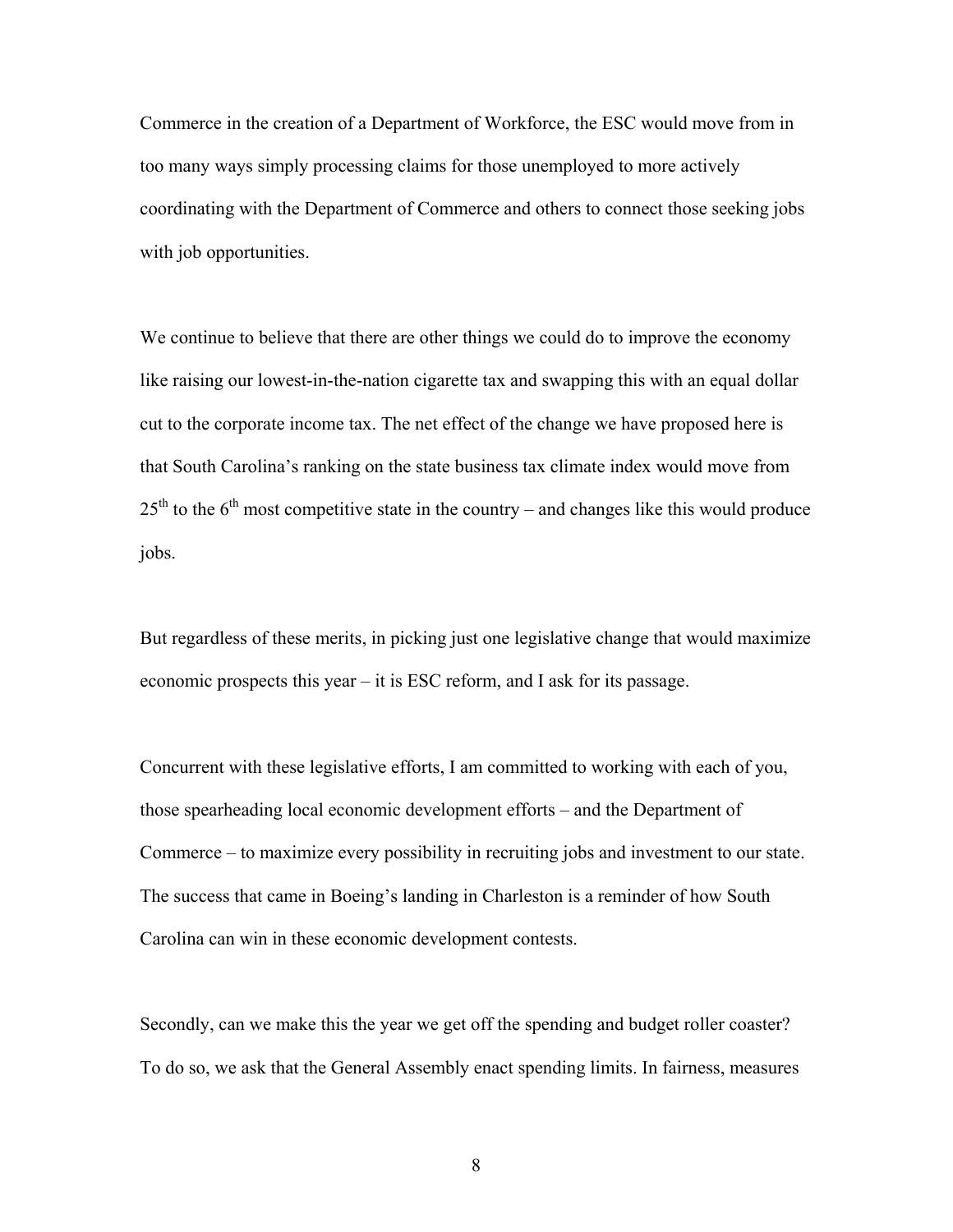Commerce in the creation of a Department of Workforce, the ESC would move from in too many ways simply processing claims for those unemployed to more actively coordinating with the Department of Commerce and others to connect those seeking jobs with job opportunities.

We continue to believe that there are other things we could do to improve the economy like raising our lowest-in-the-nation cigarette tax and swapping this with an equal dollar cut to the corporate income tax. The net effect of the change we have proposed here is that South Carolina's ranking on the state business tax climate index would move from 25th to the 6th most competitive state in the country – and changes like this would produce jobs.

But regardless of these merits, in picking just one legislative change that would maximize economic prospects this year – it is ESC reform, and I ask for its passage.

Concurrent with these legislative efforts, I am committed to working with each of you, those spearheading local economic development efforts – and the Department of Commerce – to maximize every possibility in recruiting jobs and investment to our state. The success that came in Boeing's landing in Charleston is a reminder of how South Carolina can win in these economic development contests.

Secondly, can we make this the year we get off the spending and budget roller coaster? To do so, we ask that the General Assembly enact spending limits. In fairness, measures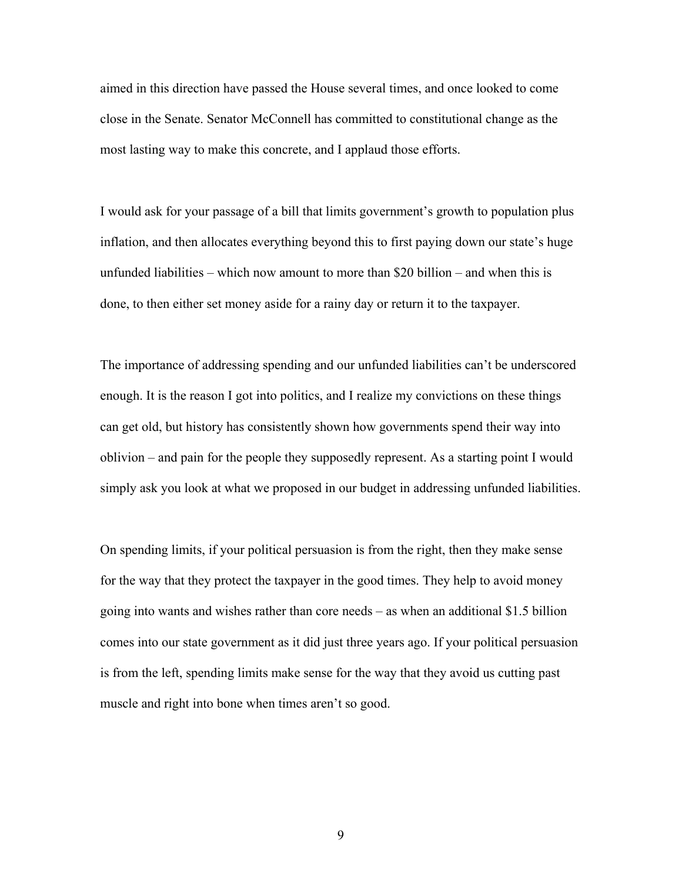aimed in this direction have passed the House several times, and once looked to come close in the Senate. Senator McConnell has committed to constitutional change as the most lasting way to make this concrete, and I applaud those efforts.

I would ask for your passage of a bill that limits government's growth to population plus inflation, and then allocates everything beyond this to first paying down our state's huge unfunded liabilities – which now amount to more than $20 billion – and when this is done, to then either set money aside for a rainy day or return it to the taxpayer.

The importance of addressing spending and our unfunded liabilities can't be underscored enough. It is the reason I got into politics, and I realize my convictions on these things can get old, but history has consistently shown how governments spend their way into oblivion – and pain for the people they supposedly represent. As a starting point I would simply ask you look at what we proposed in our budget in addressing unfunded liabilities.

On spending limits, if your political persuasion is from the right, then they make sense for the way that they protect the taxpayer in the good times. They help to avoid money going into wants and wishes rather than core needs – as when an additional $1.5 billion comes into our state government as it did just three years ago. If your political persuasion is from the left, spending limits make sense for the way that they avoid us cutting past muscle and right into bone when times aren't so good.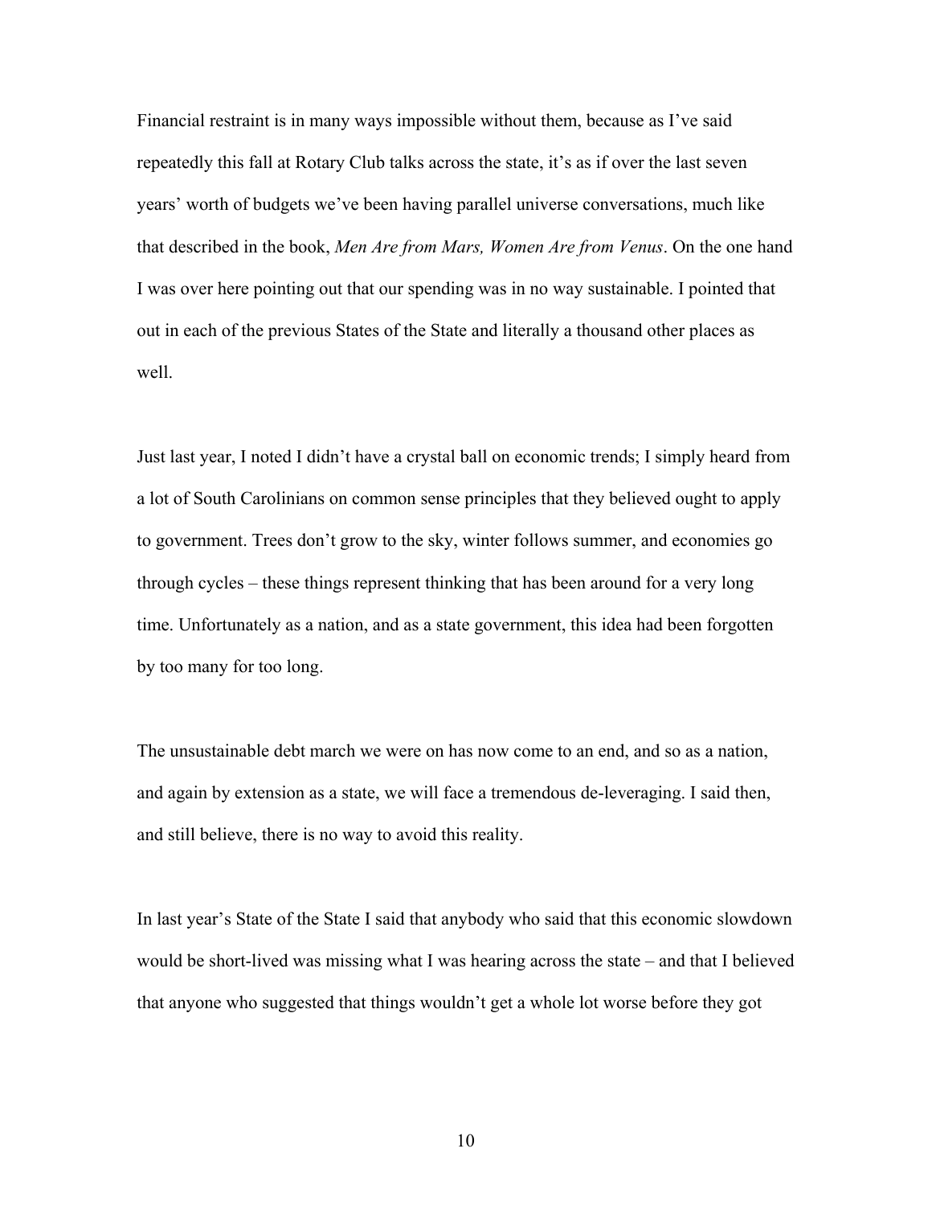Financial restraint is in many ways impossible without them, because as I've said repeatedly this fall at Rotary Club talks across the state, it's as if over the last seven years' worth of budgets we've been having parallel universe conversations, much like that described in the book, *Men Are from Mars, Women Are from Venus*. On the one hand I was over here pointing out that our spending was in no way sustainable. I pointed that out in each of the previous States of the State and literally a thousand other places as well.

Just last year, I noted I didn't have a crystal ball on economic trends; I simply heard from a lot of South Carolinians on common sense principles that they believed ought to apply to government. Trees don't grow to the sky, winter follows summer, and economies go through cycles – these things represent thinking that has been around for a very long time. Unfortunately as a nation, and as a state government, this idea had been forgotten by too many for too long.

The unsustainable debt march we were on has now come to an end, and so as a nation, and again by extension as a state, we will face a tremendous de-leveraging. I said then, and still believe, there is no way to avoid this reality.

In last year's State of the State I said that anybody who said that this economic slowdown would be short-lived was missing what I was hearing across the state – and that I believed that anyone who suggested that things wouldn't get a whole lot worse before they got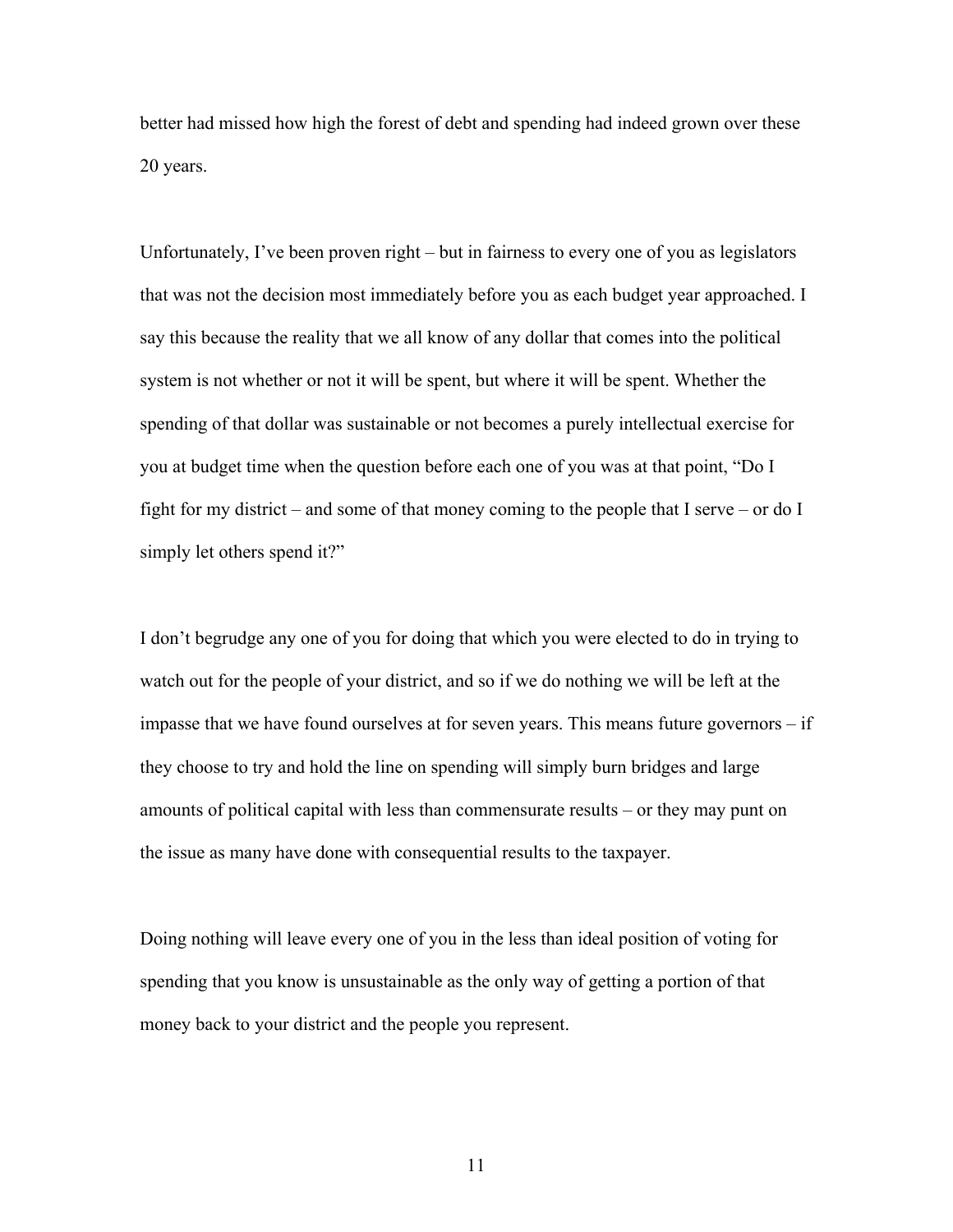better had missed how high the forest of debt and spending had indeed grown over these 20 years.

Unfortunately, I've been proven right – but in fairness to every one of you as legislators that was not the decision most immediately before you as each budget year approached. I say this because the reality that we all know of any dollar that comes into the political system is not whether or not it will be spent, but where it will be spent. Whether the spending of that dollar was sustainable or not becomes a purely intellectual exercise for you at budget time when the question before each one of you was at that point, "Do I fight for my district – and some of that money coming to the people that I serve – or do I simply let others spend it?"

I don't begrudge any one of you for doing that which you were elected to do in trying to watch out for the people of your district, and so if we do nothing we will be left at the impasse that we have found ourselves at for seven years. This means future governors – if they choose to try and hold the line on spending will simply burn bridges and large amounts of political capital with less than commensurate results – or they may punt on the issue as many have done with consequential results to the taxpayer.

Doing nothing will leave every one of you in the less than ideal position of voting for spending that you know is unsustainable as the only way of getting a portion of that money back to your district and the people you represent.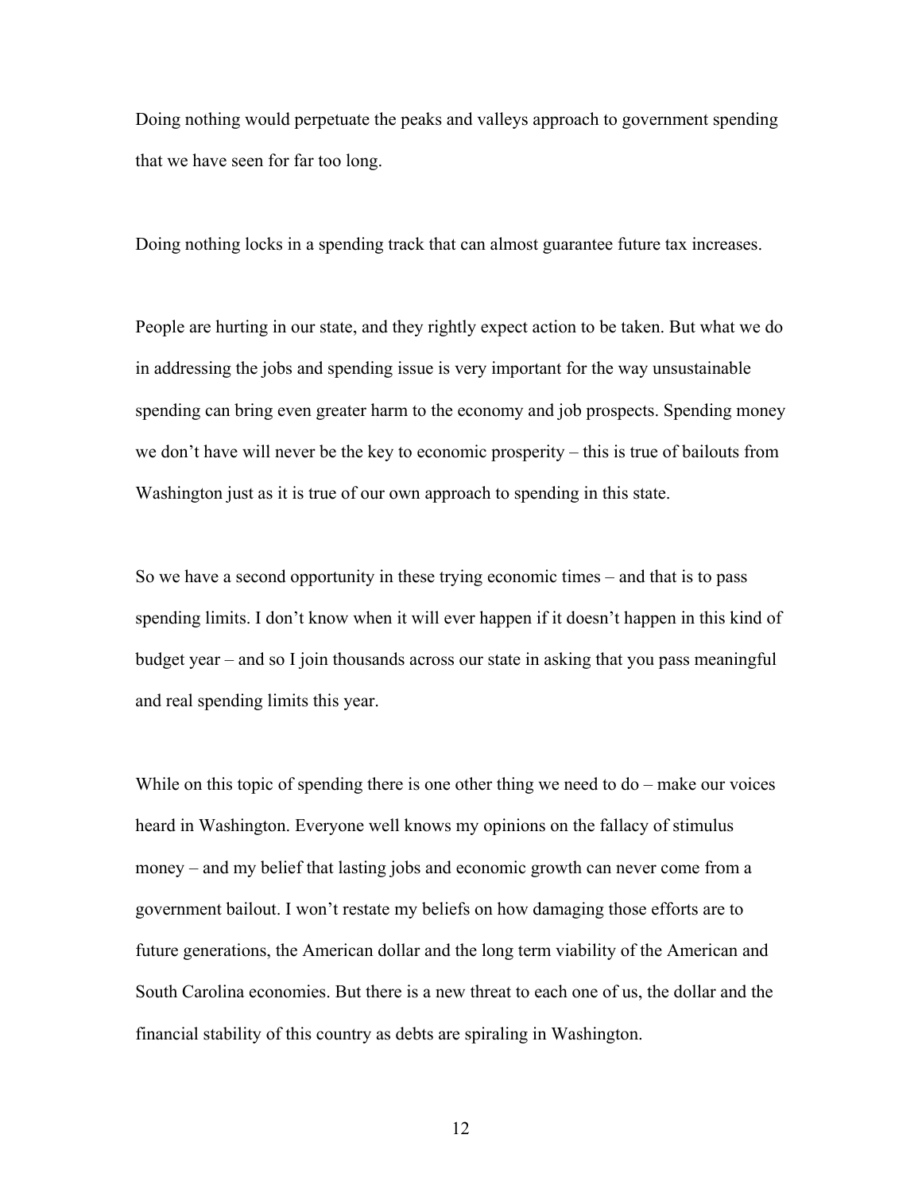Doing nothing would perpetuate the peaks and valleys approach to government spending that we have seen for far too long.

Doing nothing locks in a spending track that can almost guarantee future tax increases.

People are hurting in our state, and they rightly expect action to be taken. But what we do in addressing the jobs and spending issue is very important for the way unsustainable spending can bring even greater harm to the economy and job prospects. Spending money we don't have will never be the key to economic prosperity – this is true of bailouts from Washington just as it is true of our own approach to spending in this state.

So we have a second opportunity in these trying economic times – and that is to pass spending limits. I don't know when it will ever happen if it doesn't happen in this kind of budget year – and so I join thousands across our state in asking that you pass meaningful and real spending limits this year.

While on this topic of spending there is one other thing we need to do – make our voices heard in Washington. Everyone well knows my opinions on the fallacy of stimulus money – and my belief that lasting jobs and economic growth can never come from a government bailout. I won't restate my beliefs on how damaging those efforts are to future generations, the American dollar and the long term viability of the American and South Carolina economies. But there is a new threat to each one of us, the dollar and the financial stability of this country as debts are spiraling in Washington.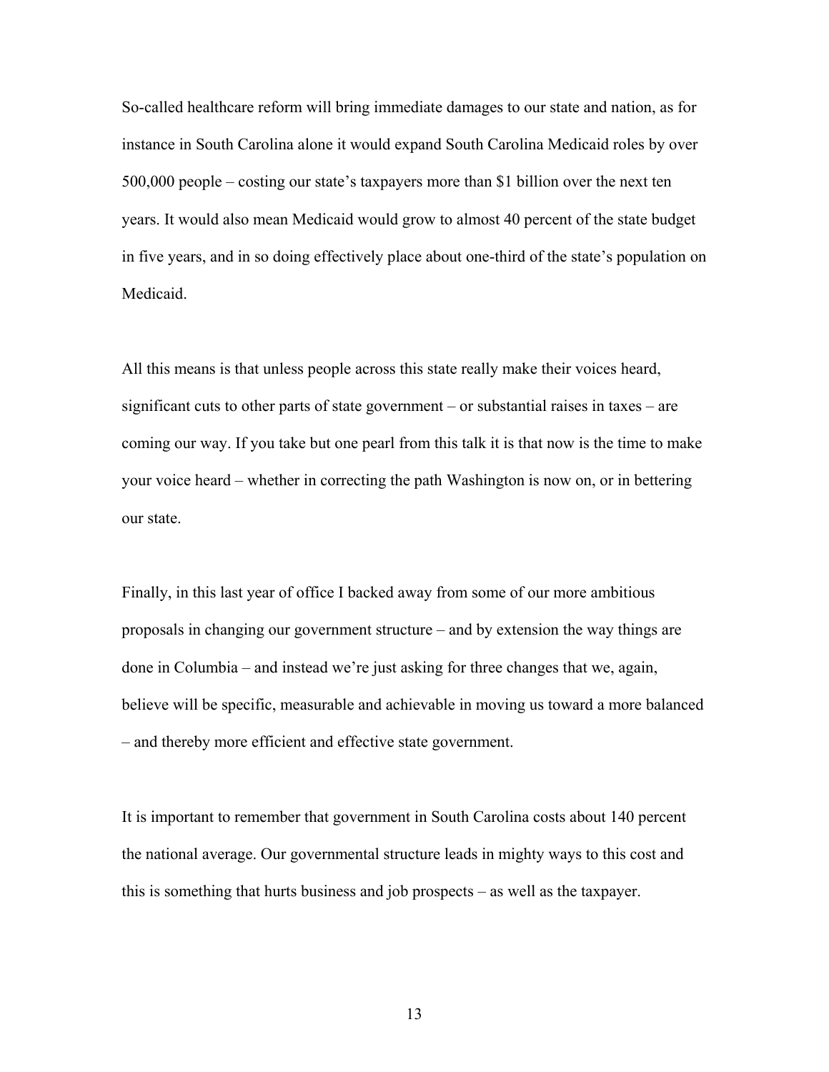So-called healthcare reform will bring immediate damages to our state and nation, as for instance in South Carolina alone it would expand South Carolina Medicaid roles by over 500,000 people – costing our state's taxpayers more than $1 billion over the next ten years. It would also mean Medicaid would grow to almost 40 percent of the state budget in five years, and in so doing effectively place about one-third of the state's population on Medicaid.

All this means is that unless people across this state really make their voices heard, significant cuts to other parts of state government – or substantial raises in taxes – are coming our way. If you take but one pearl from this talk it is that now is the time to make your voice heard – whether in correcting the path Washington is now on, or in bettering our state.

Finally, in this last year of office I backed away from some of our more ambitious proposals in changing our government structure – and by extension the way things are done in Columbia – and instead we're just asking for three changes that we, again, believe will be specific, measurable and achievable in moving us toward a more balanced – and thereby more efficient and effective state government.

It is important to remember that government in South Carolina costs about 140 percent the national average. Our governmental structure leads in mighty ways to this cost and this is something that hurts business and job prospects – as well as the taxpayer.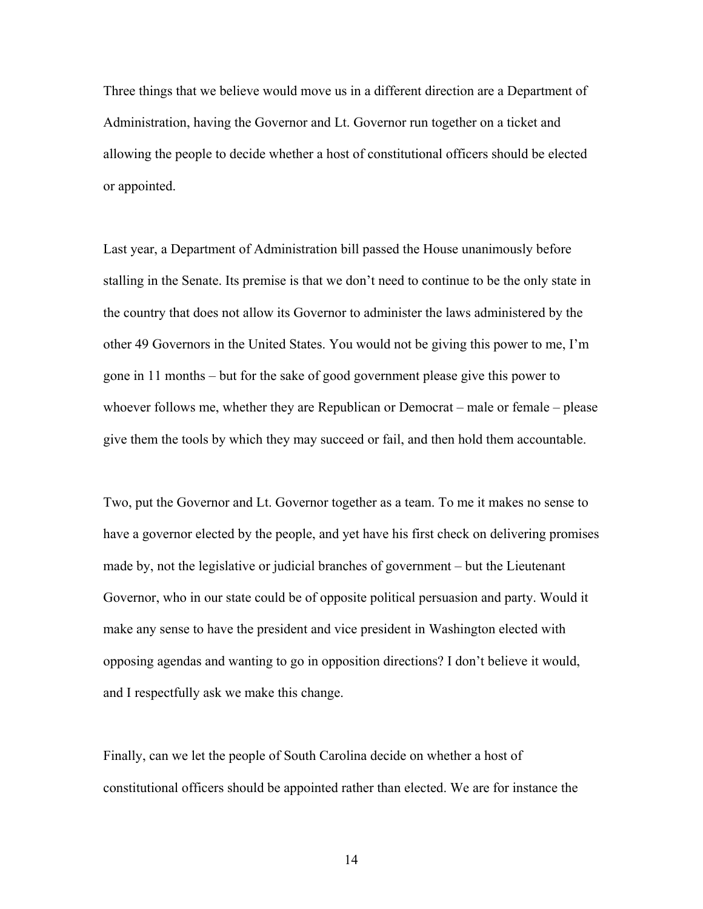Three things that we believe would move us in a different direction are a Department of Administration, having the Governor and Lt. Governor run together on a ticket and allowing the people to decide whether a host of constitutional officers should be elected or appointed.

Last year, a Department of Administration bill passed the House unanimously before stalling in the Senate. Its premise is that we don't need to continue to be the only state in the country that does not allow its Governor to administer the laws administered by the other 49 Governors in the United States. You would not be giving this power to me, I'm gone in 11 months – but for the sake of good government please give this power to whoever follows me, whether they are Republican or Democrat – male or female – please give them the tools by which they may succeed or fail, and then hold them accountable.

Two, put the Governor and Lt. Governor together as a team. To me it makes no sense to have a governor elected by the people, and yet have his first check on delivering promises made by, not the legislative or judicial branches of government – but the Lieutenant Governor, who in our state could be of opposite political persuasion and party. Would it make any sense to have the president and vice president in Washington elected with opposing agendas and wanting to go in opposition directions? I don't believe it would, and I respectfully ask we make this change.

Finally, can we let the people of South Carolina decide on whether a host of constitutional officers should be appointed rather than elected. We are for instance the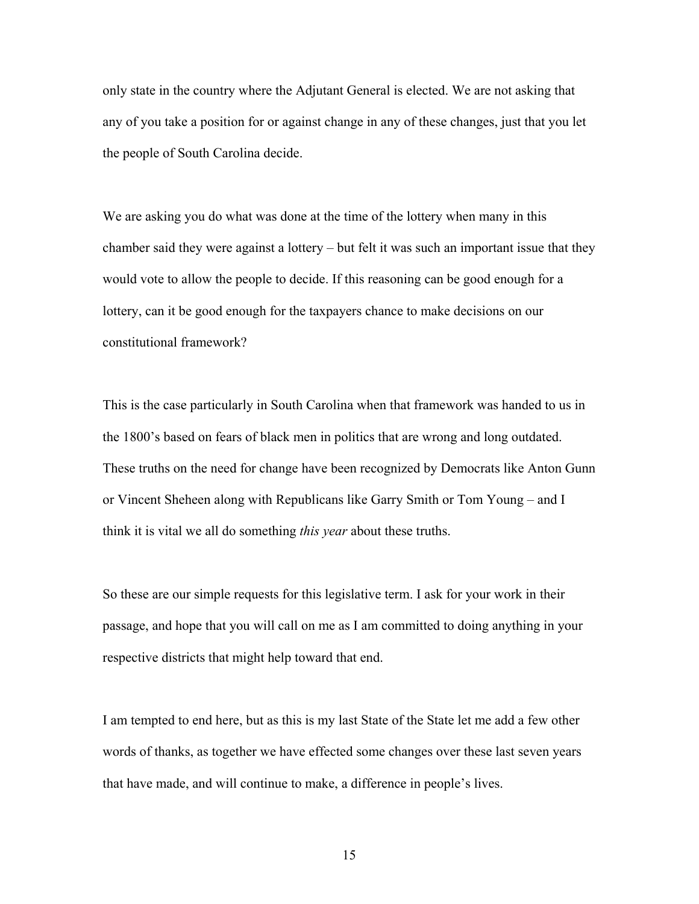only state in the country where the Adjutant General is elected. We are not asking that any of you take a position for or against change in any of these changes, just that you let the people of South Carolina decide.

We are asking you do what was done at the time of the lottery when many in this chamber said they were against a lottery – but felt it was such an important issue that they would vote to allow the people to decide. If this reasoning can be good enough for a lottery, can it be good enough for the taxpayers chance to make decisions on our constitutional framework?

This is the case particularly in South Carolina when that framework was handed to us in the 1800's based on fears of black men in politics that are wrong and long outdated. These truths on the need for change have been recognized by Democrats like Anton Gunn or Vincent Sheheen along with Republicans like Garry Smith or Tom Young – and I think it is vital we all do something *this year* about these truths.

So these are our simple requests for this legislative term. I ask for your work in their passage, and hope that you will call on me as I am committed to doing anything in your respective districts that might help toward that end.

I am tempted to end here, but as this is my last State of the State let me add a few other words of thanks, as together we have effected some changes over these last seven years that have made, and will continue to make, a difference in people's lives.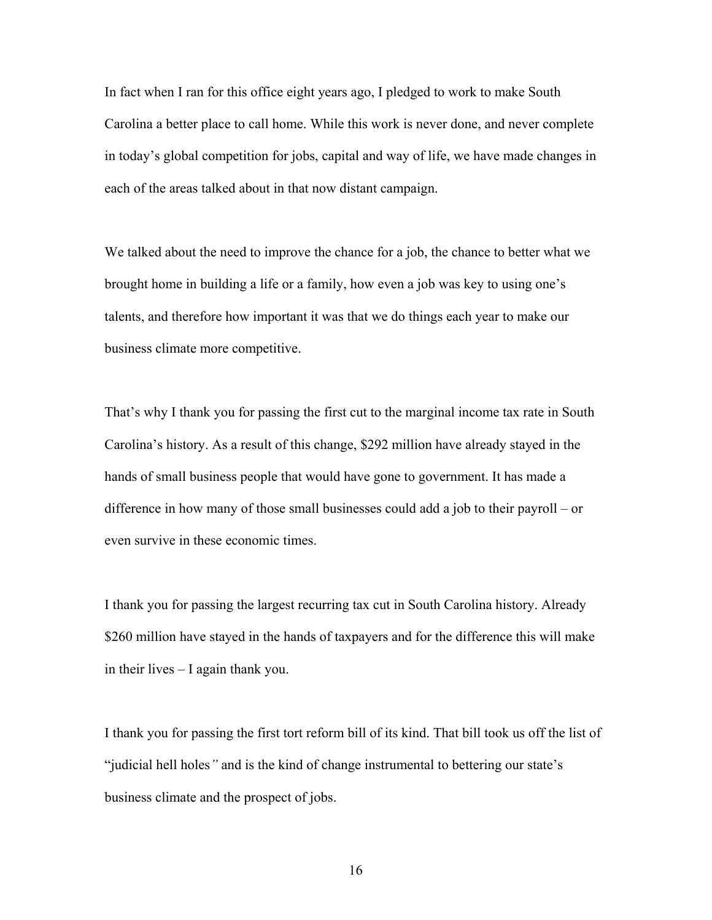In fact when I ran for this office eight years ago, I pledged to work to make South Carolina a better place to call home. While this work is never done, and never complete in today's global competition for jobs, capital and way of life, we have made changes in each of the areas talked about in that now distant campaign.

We talked about the need to improve the chance for a job, the chance to better what we brought home in building a life or a family, how even a job was key to using one's talents, and therefore how important it was that we do things each year to make our business climate more competitive.

That's why I thank you for passing the first cut to the marginal income tax rate in South Carolina's history. As a result of this change, $292 million have already stayed in the hands of small business people that would have gone to government. It has made a difference in how many of those small businesses could add a job to their payroll – or even survive in these economic times.

I thank you for passing the largest recurring tax cut in South Carolina history. Already $260 million have stayed in the hands of taxpayers and for the difference this will make in their lives – I again thank you.

I thank you for passing the first tort reform bill of its kind. That bill took us off the list of "judicial hell holes" and is the kind of change instrumental to bettering our state's business climate and the prospect of jobs.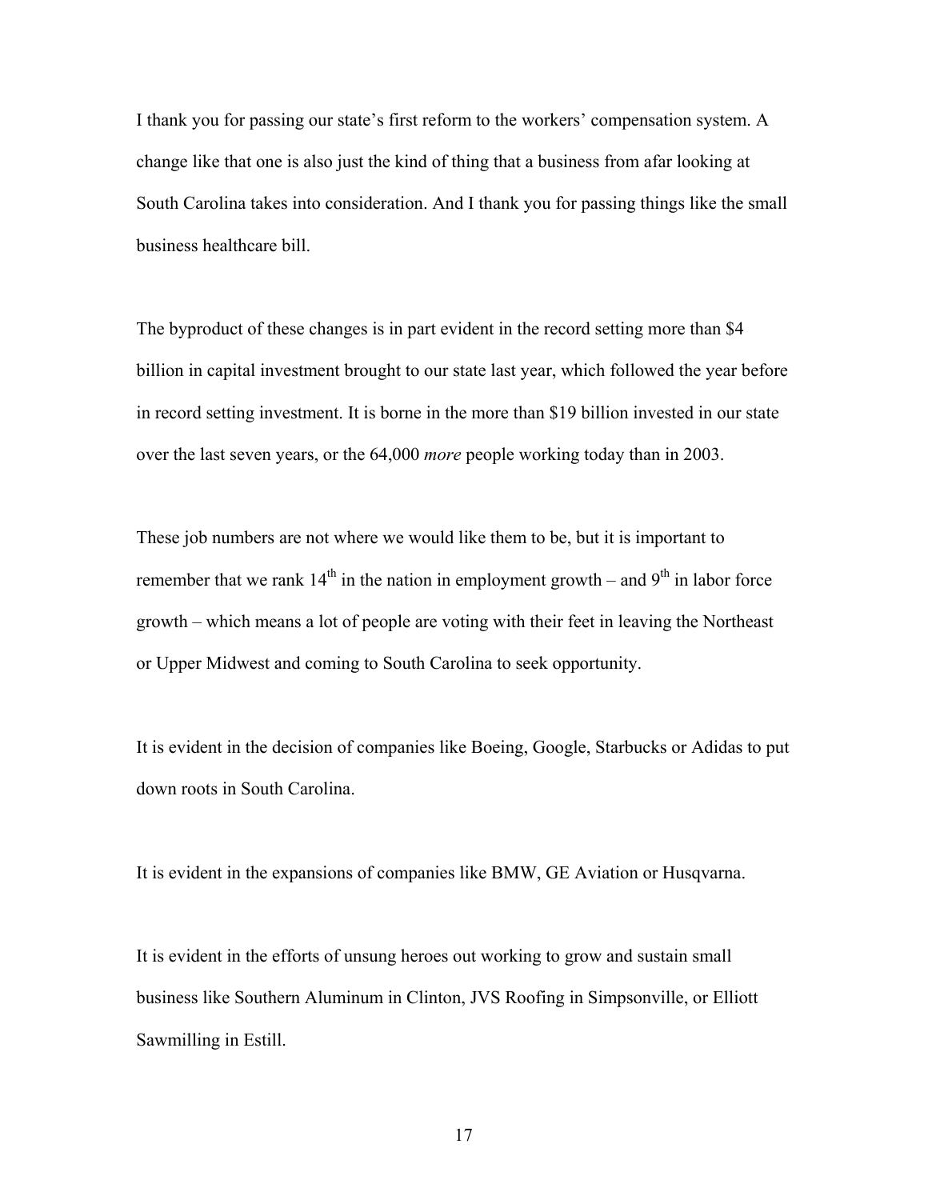I thank you for passing our state's first reform to the workers' compensation system. A change like that one is also just the kind of thing that a business from afar looking at South Carolina takes into consideration. And I thank you for passing things like the small business healthcare bill.

The byproduct of these changes is in part evident in the record setting more than $4 billion in capital investment brought to our state last year, which followed the year before in record setting investment. It is borne in the more than $19 billion invested in our state over the last seven years, or the 64,000 *more* people working today than in 2003.

These job numbers are not where we would like them to be, but it is important to remember that we rank 14th in the nation in employment growth – and 9th in labor force growth – which means a lot of people are voting with their feet in leaving the Northeast or Upper Midwest and coming to South Carolina to seek opportunity.

It is evident in the decision of companies like Boeing, Google, Starbucks or Adidas to put down roots in South Carolina.

It is evident in the expansions of companies like BMW, GE Aviation or Husqvarna.

It is evident in the efforts of unsung heroes out working to grow and sustain small business like Southern Aluminum in Clinton, JVS Roofing in Simpsonville, or Elliott Sawmilling in Estill.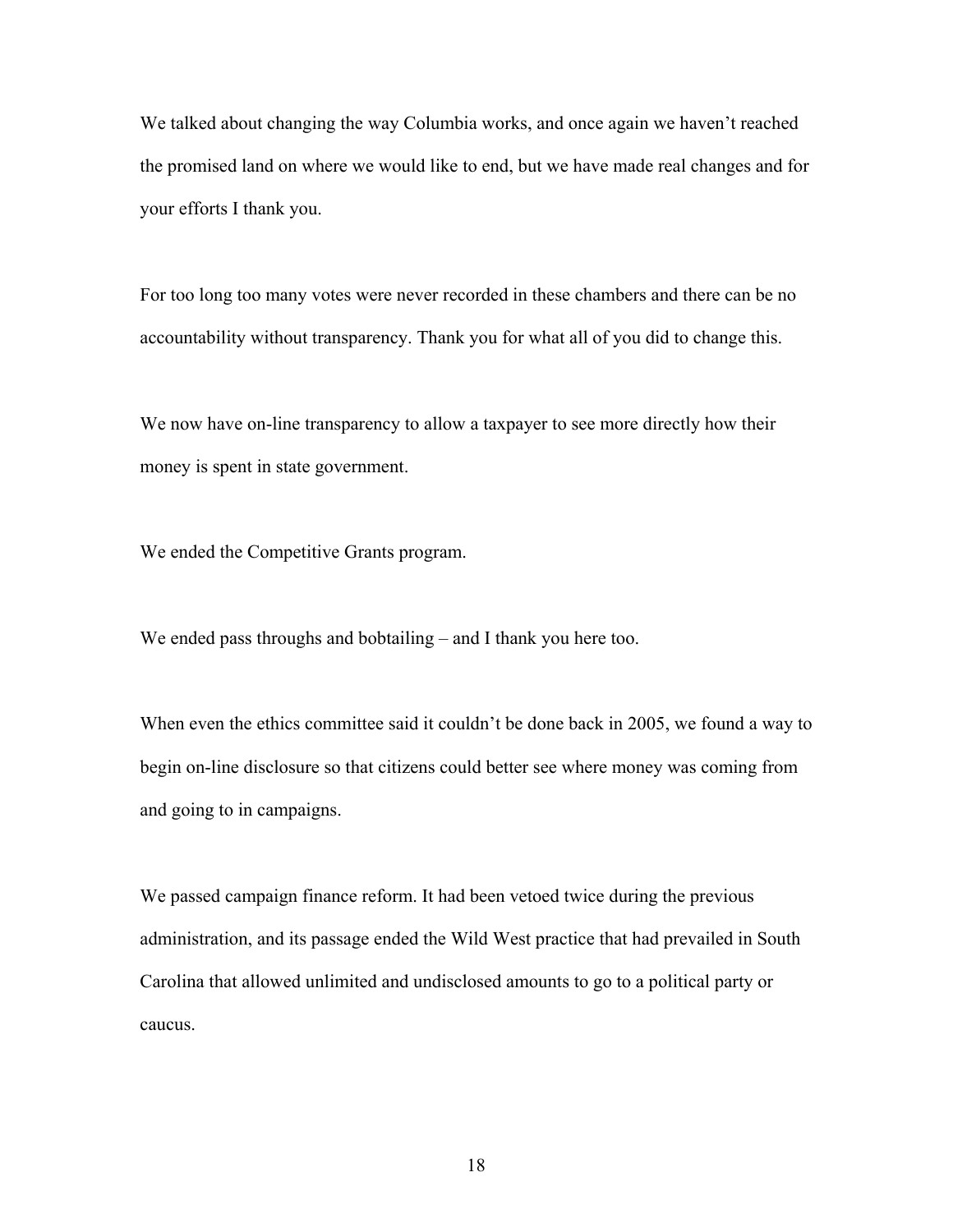We talked about changing the way Columbia works, and once again we haven't reached the promised land on where we would like to end, but we have made real changes and for your efforts I thank you.

For too long too many votes were never recorded in these chambers and there can be no accountability without transparency. Thank you for what all of you did to change this.

We now have on-line transparency to allow a taxpayer to see more directly how their money is spent in state government.

We ended the Competitive Grants program.

We ended pass throughs and bobtailing – and I thank you here too.

When even the ethics committee said it couldn't be done back in 2005, we found a way to begin on-line disclosure so that citizens could better see where money was coming from and going to in campaigns.

We passed campaign finance reform. It had been vetoed twice during the previous administration, and its passage ended the Wild West practice that had prevailed in South Carolina that allowed unlimited and undisclosed amounts to go to a political party or caucus.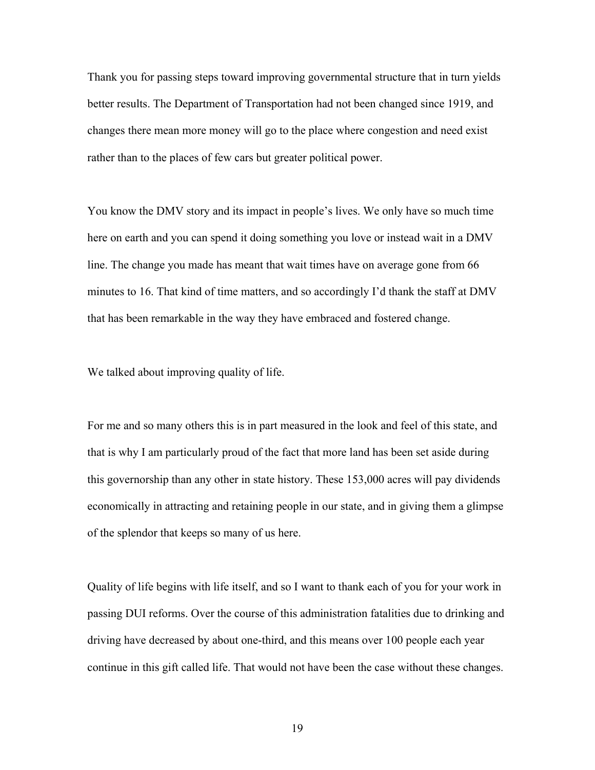Thank you for passing steps toward improving governmental structure that in turn yields better results. The Department of Transportation had not been changed since 1919, and changes there mean more money will go to the place where congestion and need exist rather than to the places of few cars but greater political power.

You know the DMV story and its impact in people's lives. We only have so much time here on earth and you can spend it doing something you love or instead wait in a DMV line. The change you made has meant that wait times have on average gone from 66 minutes to 16. That kind of time matters, and so accordingly I'd thank the staff at DMV that has been remarkable in the way they have embraced and fostered change.

We talked about improving quality of life.

For me and so many others this is in part measured in the look and feel of this state, and that is why I am particularly proud of the fact that more land has been set aside during this governorship than any other in state history. These 153,000 acres will pay dividends economically in attracting and retaining people in our state, and in giving them a glimpse of the splendor that keeps so many of us here.

Quality of life begins with life itself, and so I want to thank each of you for your work in passing DUI reforms. Over the course of this administration fatalities due to drinking and driving have decreased by about one-third, and this means over 100 people each year continue in this gift called life. That would not have been the case without these changes.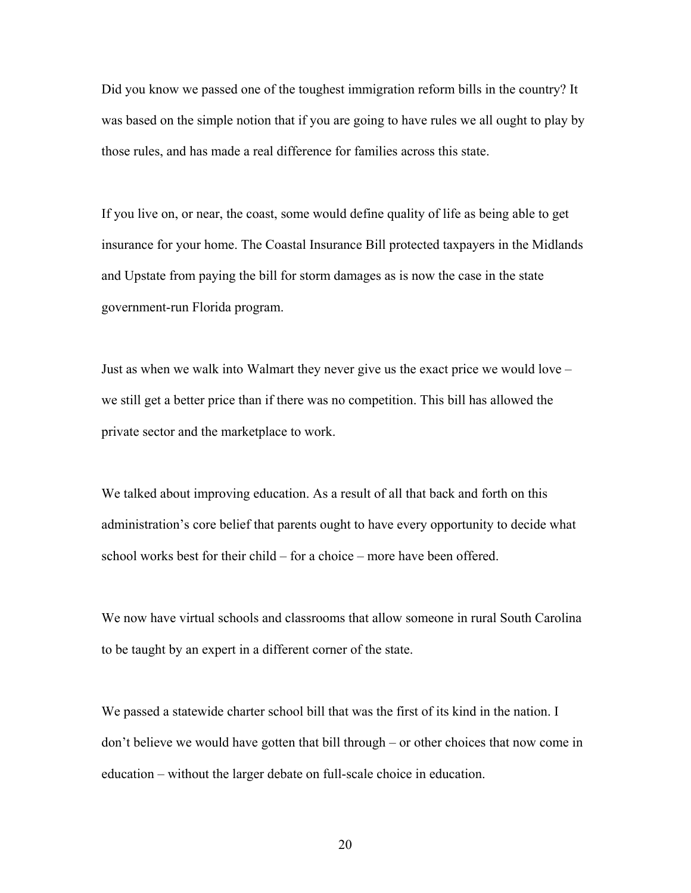Did you know we passed one of the toughest immigration reform bills in the country? It was based on the simple notion that if you are going to have rules we all ought to play by those rules, and has made a real difference for families across this state.

If you live on, or near, the coast, some would define quality of life as being able to get insurance for your home. The Coastal Insurance Bill protected taxpayers in the Midlands and Upstate from paying the bill for storm damages as is now the case in the state government-run Florida program.

Just as when we walk into Walmart they never give us the exact price we would love – we still get a better price than if there was no competition. This bill has allowed the private sector and the marketplace to work.

We talked about improving education. As a result of all that back and forth on this administration's core belief that parents ought to have every opportunity to decide what school works best for their child – for a choice – more have been offered.

We now have virtual schools and classrooms that allow someone in rural South Carolina to be taught by an expert in a different corner of the state.

We passed a statewide charter school bill that was the first of its kind in the nation. I don't believe we would have gotten that bill through – or other choices that now come in education – without the larger debate on full-scale choice in education.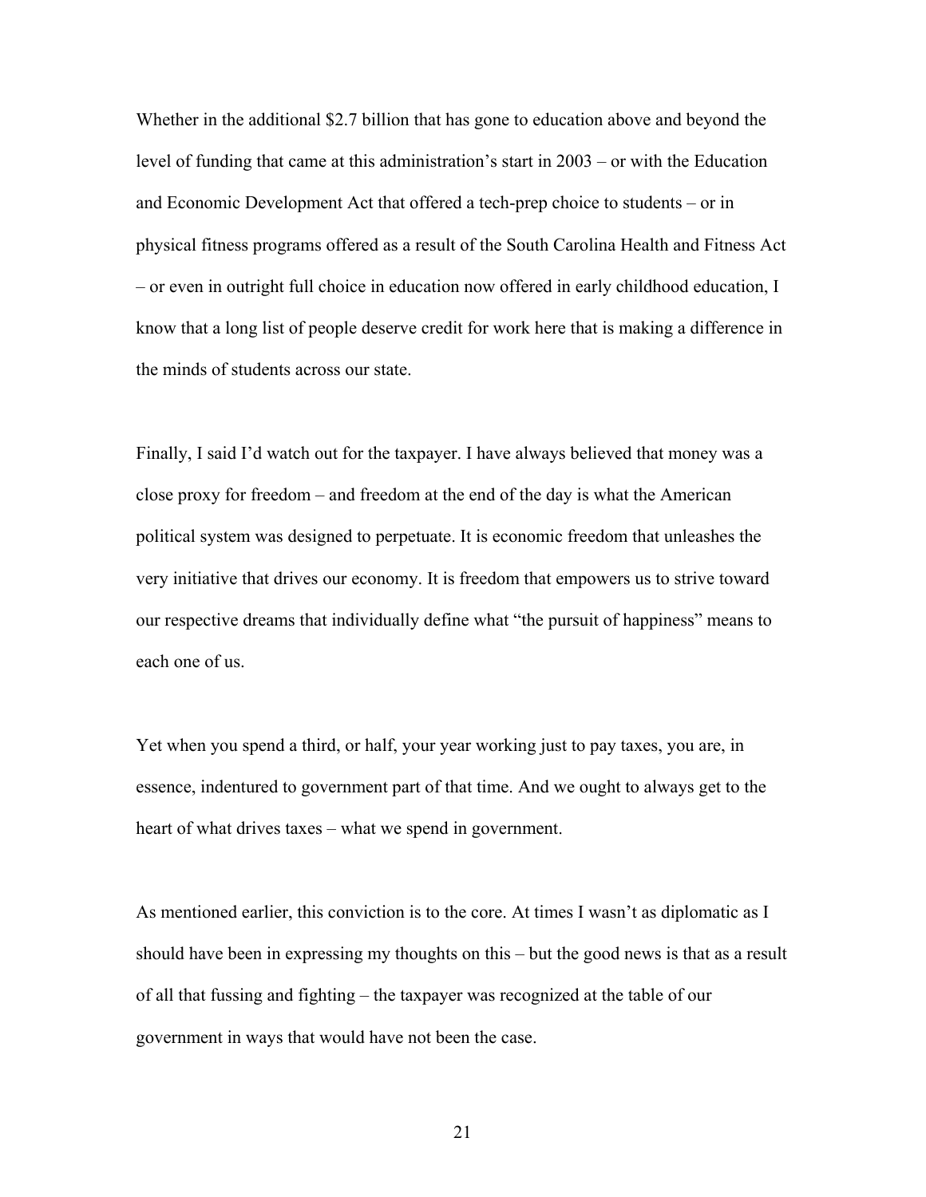Whether in the additional $2.7 billion that has gone to education above and beyond the level of funding that came at this administration's start in 2003 – or with the Education and Economic Development Act that offered a tech-prep choice to students – or in physical fitness programs offered as a result of the South Carolina Health and Fitness Act – or even in outright full choice in education now offered in early childhood education, I know that a long list of people deserve credit for work here that is making a difference in the minds of students across our state.

Finally, I said I'd watch out for the taxpayer. I have always believed that money was a close proxy for freedom – and freedom at the end of the day is what the American political system was designed to perpetuate. It is economic freedom that unleashes the very initiative that drives our economy. It is freedom that empowers us to strive toward our respective dreams that individually define what "the pursuit of happiness" means to each one of us.

Yet when you spend a third, or half, your year working just to pay taxes, you are, in essence, indentured to government part of that time. And we ought to always get to the heart of what drives taxes – what we spend in government.

As mentioned earlier, this conviction is to the core. At times I wasn't as diplomatic as I should have been in expressing my thoughts on this – but the good news is that as a result of all that fussing and fighting – the taxpayer was recognized at the table of our government in ways that would have not been the case.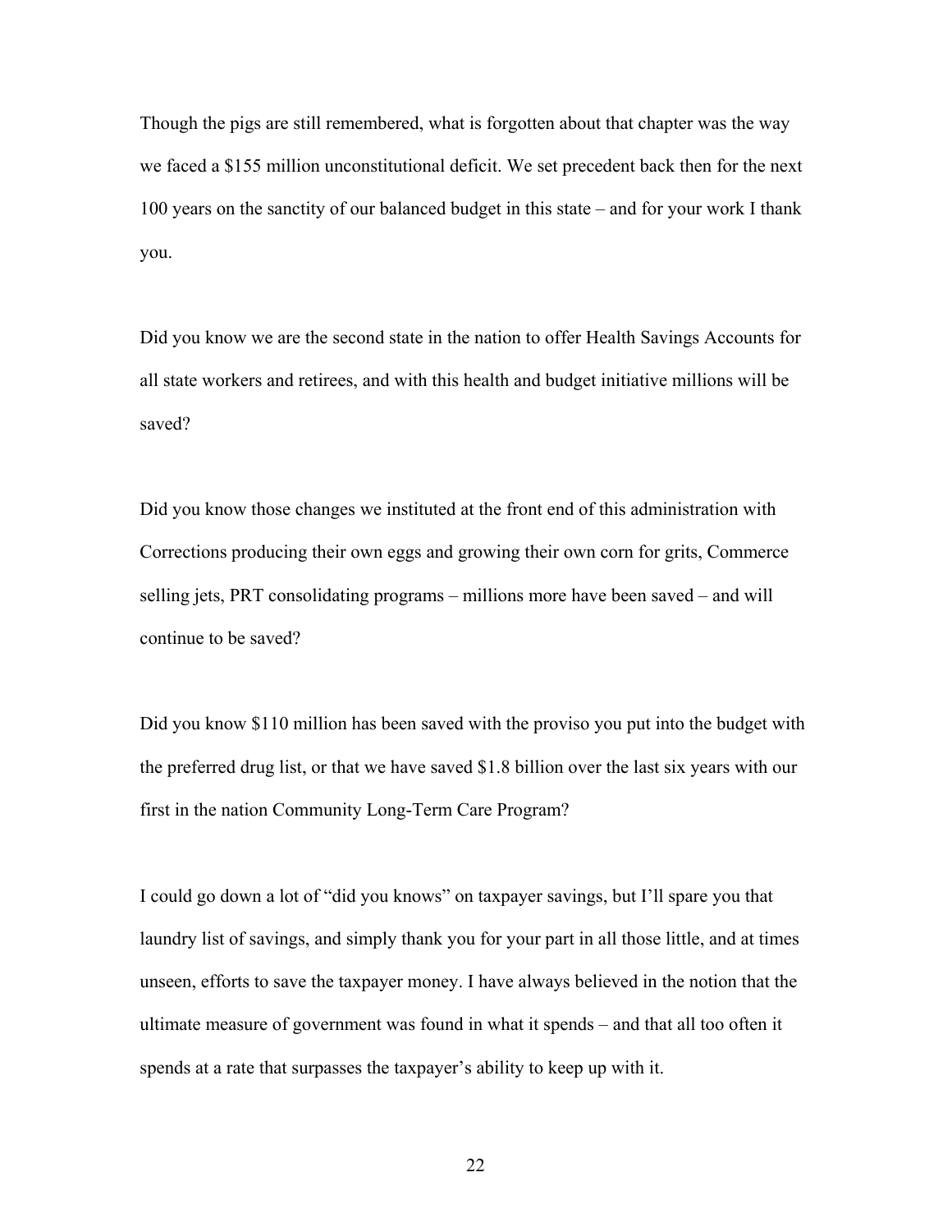Though the pigs are still remembered, what is forgotten about that chapter was the way we faced a $155 million unconstitutional deficit. We set precedent back then for the next 100 years on the sanctity of our balanced budget in this state – and for your work I thank you.

Did you know we are the second state in the nation to offer Health Savings Accounts for all state workers and retirees, and with this health and budget initiative millions will be saved?

Did you know those changes we instituted at the front end of this administration with Corrections producing their own eggs and growing their own corn for grits, Commerce selling jets, PRT consolidating programs – millions more have been saved – and will continue to be saved?

Did you know $110 million has been saved with the proviso you put into the budget with the preferred drug list, or that we have saved $1.8 billion over the last six years with our first in the nation Community Long-Term Care Program?

I could go down a lot of "did you knows" on taxpayer savings, but I'll spare you that laundry list of savings, and simply thank you for your part in all those little, and at times unseen, efforts to save the taxpayer money. I have always believed in the notion that the ultimate measure of government was found in what it spends – and that all too often it spends at a rate that surpasses the taxpayer's ability to keep up with it.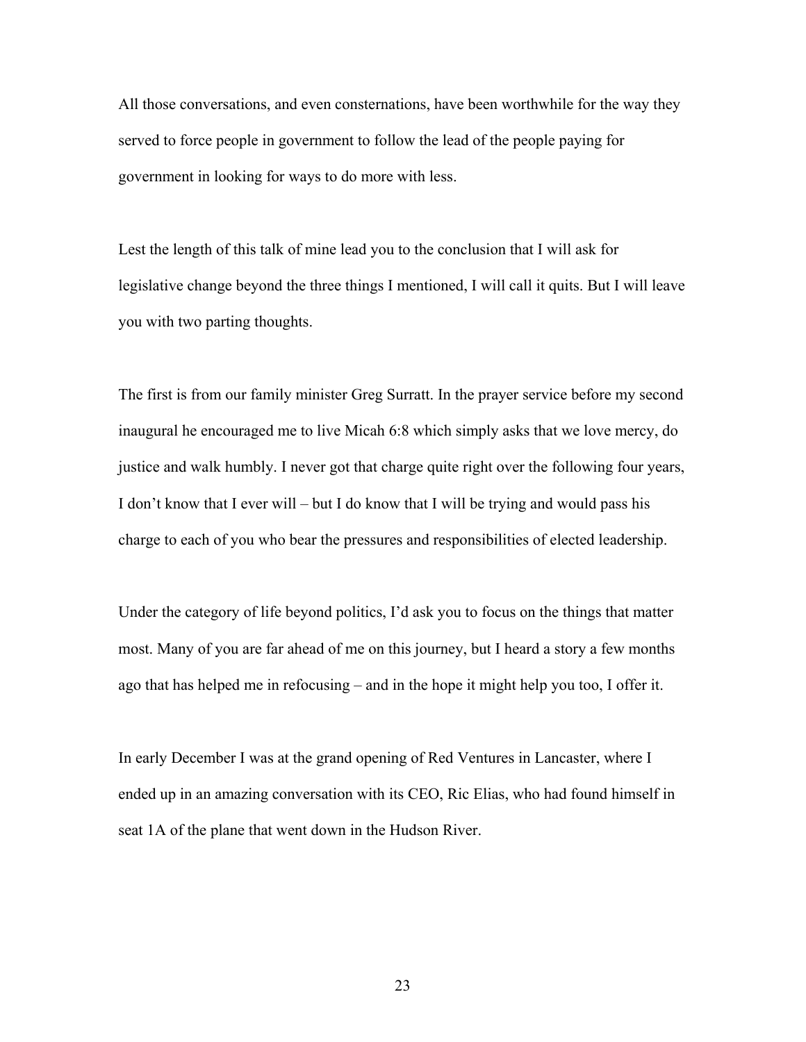All those conversations, and even consternations, have been worthwhile for the way they served to force people in government to follow the lead of the people paying for government in looking for ways to do more with less.

Lest the length of this talk of mine lead you to the conclusion that I will ask for legislative change beyond the three things I mentioned, I will call it quits. But I will leave you with two parting thoughts.

The first is from our family minister Greg Surratt. In the prayer service before my second inaugural he encouraged me to live Micah 6:8 which simply asks that we love mercy, do justice and walk humbly. I never got that charge quite right over the following four years, I don't know that I ever will – but I do know that I will be trying and would pass his charge to each of you who bear the pressures and responsibilities of elected leadership.

Under the category of life beyond politics, I'd ask you to focus on the things that matter most. Many of you are far ahead of me on this journey, but I heard a story a few months ago that has helped me in refocusing – and in the hope it might help you too, I offer it.

In early December I was at the grand opening of Red Ventures in Lancaster, where I ended up in an amazing conversation with its CEO, Ric Elias, who had found himself in seat 1A of the plane that went down in the Hudson River.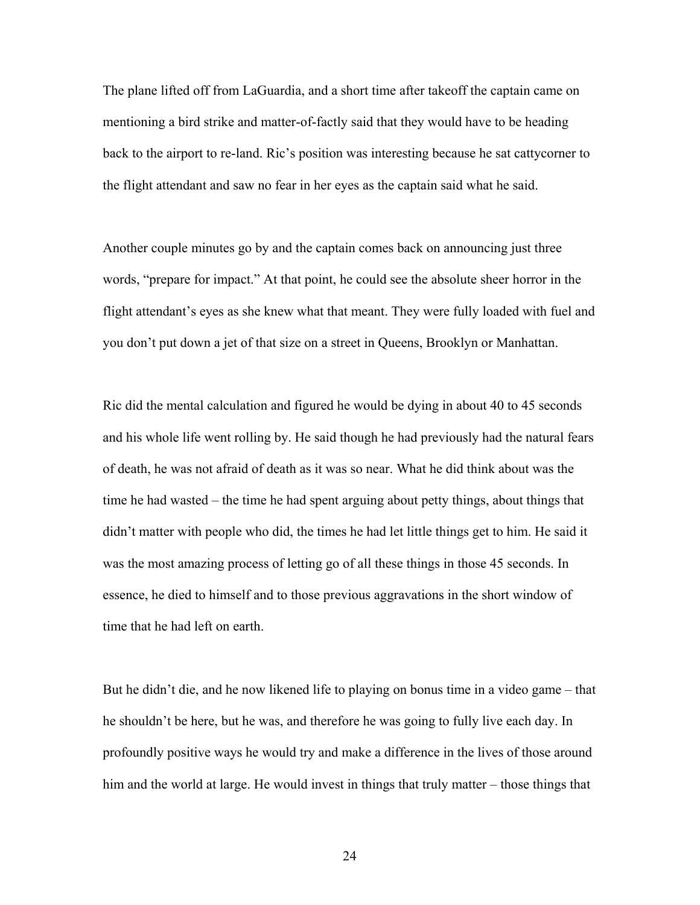The plane lifted off from LaGuardia, and a short time after takeoff the captain came on mentioning a bird strike and matter-of-factly said that they would have to be heading back to the airport to re-land. Ric's position was interesting because he sat cattycorner to the flight attendant and saw no fear in her eyes as the captain said what he said.

Another couple minutes go by and the captain comes back on announcing just three words, "prepare for impact." At that point, he could see the absolute sheer horror in the flight attendant's eyes as she knew what that meant. They were fully loaded with fuel and you don't put down a jet of that size on a street in Queens, Brooklyn or Manhattan.

Ric did the mental calculation and figured he would be dying in about 40 to 45 seconds and his whole life went rolling by. He said though he had previously had the natural fears of death, he was not afraid of death as it was so near. What he did think about was the time he had wasted – the time he had spent arguing about petty things, about things that didn't matter with people who did, the times he had let little things get to him. He said it was the most amazing process of letting go of all these things in those 45 seconds. In essence, he died to himself and to those previous aggravations in the short window of time that he had left on earth.

But he didn't die, and he now likened life to playing on bonus time in a video game – that he shouldn't be here, but he was, and therefore he was going to fully live each day. In profoundly positive ways he would try and make a difference in the lives of those around him and the world at large. He would invest in things that truly matter – those things that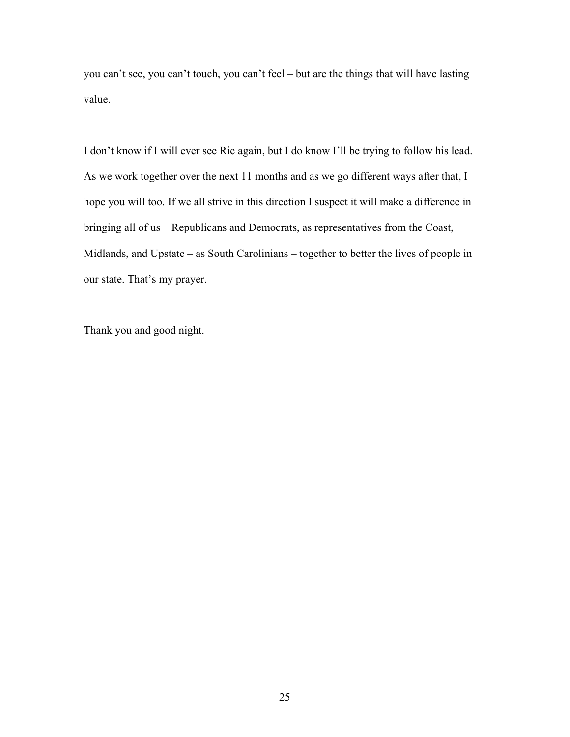you can't see, you can't touch, you can't feel – but are the things that will have lasting value.

I don't know if I will ever see Ric again, but I do know I'll be trying to follow his lead. As we work together over the next 11 months and as we go different ways after that, I hope you will too. If we all strive in this direction I suspect it will make a difference in bringing all of us – Republicans and Democrats, as representatives from the Coast, Midlands, and Upstate – as South Carolinians – together to better the lives of people in our state. That's my prayer.

Thank you and good night.